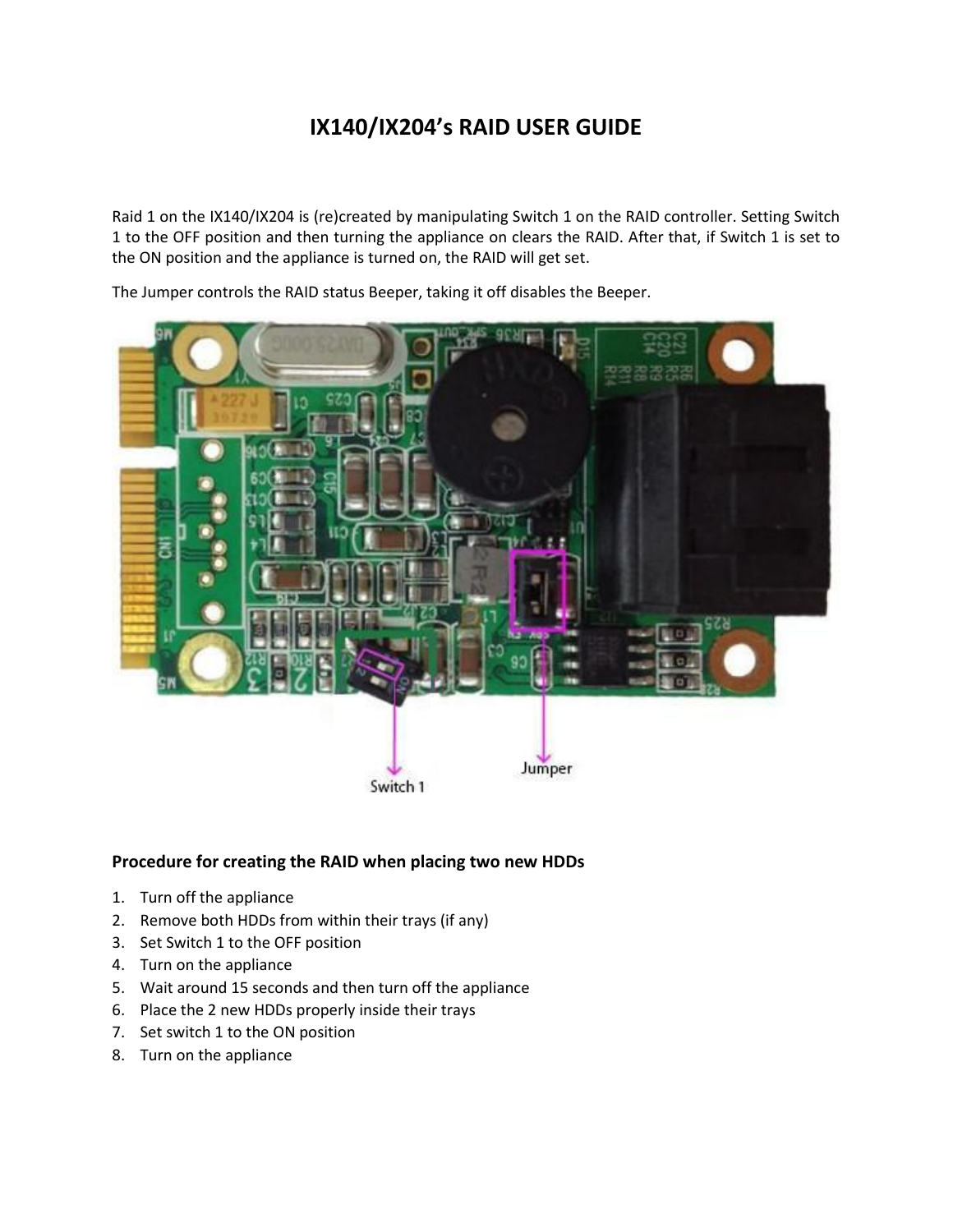# IX140/IX204's RAID USER GUIDE

Raid 1 on the IX140/IX204 is (re)created by manipulating Switch 1 on the RAID controller. Setting Switch 1 to the OFF position and then turning the appliance on clears the RAID. After that, if Switch 1 is set to the ON position and the appliance is turned on, the RAID will get set.

The Jumper controls the RAID status Beeper, taking it off disables the Beeper.

Switch 1

Jumper

## Procedure for creating the RAID when placing two new HDDs

1. Turn off the appliance
2. Remove both HDDs from within their trays (if any)
3. Set Switch 1 to the OFF position
4. Turn on the appliance
5. Wait around 15 seconds and then turn off the appliance
6. Place the 2 new HDDs properly inside their trays
7. Set switch 1 to the ON position
8. Turn on the appliance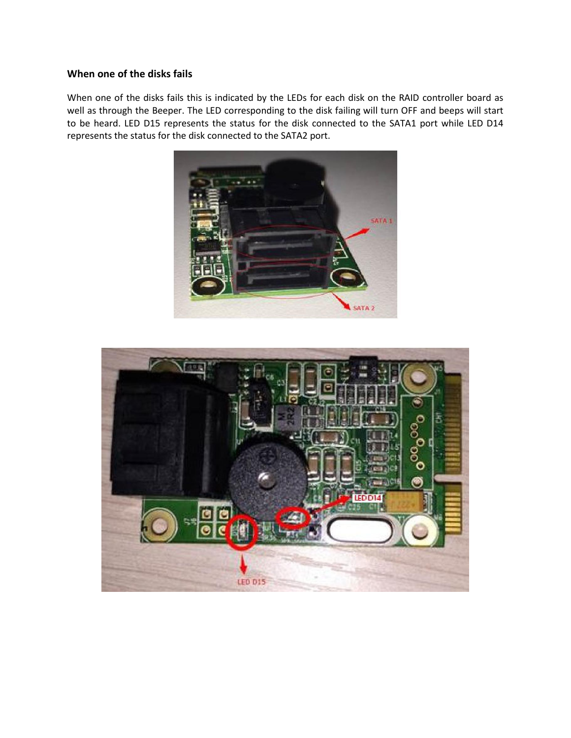## When one of the disks fails

When one of the disks fails this is indicated by the LEDs for each disk on the RAID controller board as well as through the Beeper. The LED corresponding to the disk failing will turn OFF and beeps will start to be heard. LED D15 represents the status for the disk connected to the SATA1 port while LED D14 represents the status for the disk connected to the SATA2 port.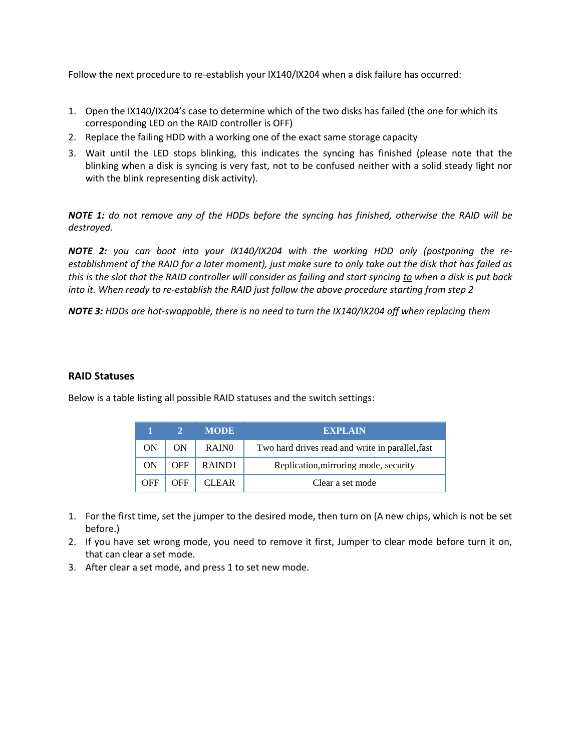Follow the next procedure to re-establish your IX140/IX204 when a disk failure has occurred:

1. Open the IX140/IX204's case to determine which of the two disks has failed (the one for which its corresponding LED on the RAID controller is OFF)
2. Replace the failing HDD with a working one of the exact same storage capacity
3. Wait until the LED stops blinking, this indicates the syncing has finished (please note that the blinking when a disk is syncing is very fast, not to be confused neither with a solid steady light nor with the blink representing disk activity).

***NOTE 1:*** *do not remove any of the HDDs before the syncing has finished, otherwise the RAID will be destroyed.*

***NOTE 2:*** *you can boot into your IX140/IX204 with the working HDD only (postponing the re-establishment of the RAID for a later moment), just make sure to only take out the disk that has failed as this is the slot that the RAID controller will consider as failing and start syncing to when a disk is put back into it. When ready to re-establish the RAID just follow the above procedure starting from step 2*

***NOTE 3:*** *HDDs are hot-swappable, there is no need to turn the IX140/IX204 off when replacing them*

### RAID Statuses

Below is a table listing all possible RAID statuses and the switch settings:

| 1 | 2 | MODE | EXPLAIN |
|---|---|---|---|
| ON | ON | RAIN0 | Two hard drives read and write in parallel,fast |
| ON | OFF | RAIND1 | Replication,mirroring mode, security |
| OFF | OFF | CLEAR | Clear a set mode |

1. For the first time, set the jumper to the desired mode, then turn on (A new chips, which is not be set before.)
2. If you have set wrong mode, you need to remove it first, Jumper to clear mode before turn it on, that can clear a set mode.
3. After clear a set mode, and press 1 to set new mode.